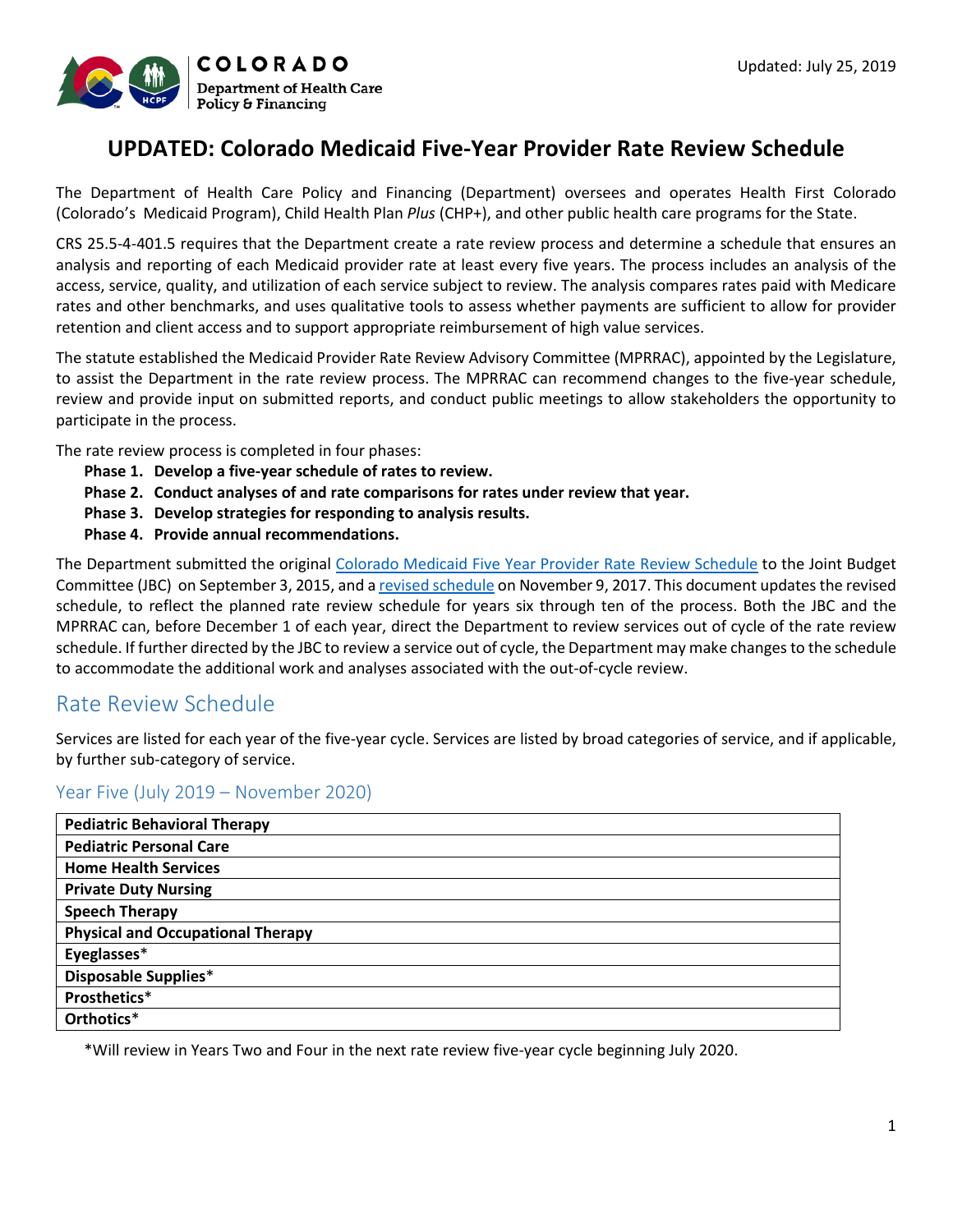Updated: July 25, 2019

# UPDATED: Colorado Medicaid Five-Year Provider Rate Review Schedule

The Department of Health Care Policy and Financing (Department) oversees and operates Health First Colorado (Colorado's Medicaid Program), Child Health Plan *Plus* (CHP+), and other public health care programs for the State.

CRS 25.5-4-401.5 requires that the Department create a rate review process and determine a schedule that ensures an analysis and reporting of each Medicaid provider rate at least every five years. The process includes an analysis of the access, service, quality, and utilization of each service subject to review. The analysis compares rates paid with Medicare rates and other benchmarks, and uses qualitative tools to assess whether payments are sufficient to allow for provider retention and client access and to support appropriate reimbursement of high value services.

The statute established the Medicaid Provider Rate Review Advisory Committee (MPRRAC), appointed by the Legislature, to assist the Department in the rate review process. The MPRRAC can recommend changes to the five-year schedule, review and provide input on submitted reports, and conduct public meetings to allow stakeholders the opportunity to participate in the process.

The rate review process is completed in four phases:

- **Phase 1. Develop a five-year schedule of rates to review.**
- **Phase 2. Conduct analyses of and rate comparisons for rates under review that year.**
- **Phase 3. Develop strategies for responding to analysis results.**
- **Phase 4. Provide annual recommendations.**

The Department submitted the original Colorado Medicaid Five Year Provider Rate Review Schedule to the Joint Budget Committee (JBC) on September 3, 2015, and a revised schedule on November 9, 2017. This document updates the revised schedule, to reflect the planned rate review schedule for years six through ten of the process. Both the JBC and the MPRRAC can, before December 1 of each year, direct the Department to review services out of cycle of the rate review schedule. If further directed by the JBC to review a service out of cycle, the Department may make changes to the schedule to accommodate the additional work and analyses associated with the out-of-cycle review.

## Rate Review Schedule

Services are listed for each year of the five-year cycle. Services are listed by broad categories of service, and if applicable, by further sub-category of service.

### Year Five (July 2019 – November 2020)

| Service |
|---|
| **Pediatric Behavioral Therapy** |
| **Pediatric Personal Care** |
| **Home Health Services** |
| **Private Duty Nursing** |
| **Speech Therapy** |
| **Physical and Occupational Therapy** |
| **Eyeglasses*** |
| **Disposable Supplies*** |
| **Prosthetics*** |
| **Orthotics*** |

*Will review in Years Two and Four in the next rate review five-year cycle beginning July 2020.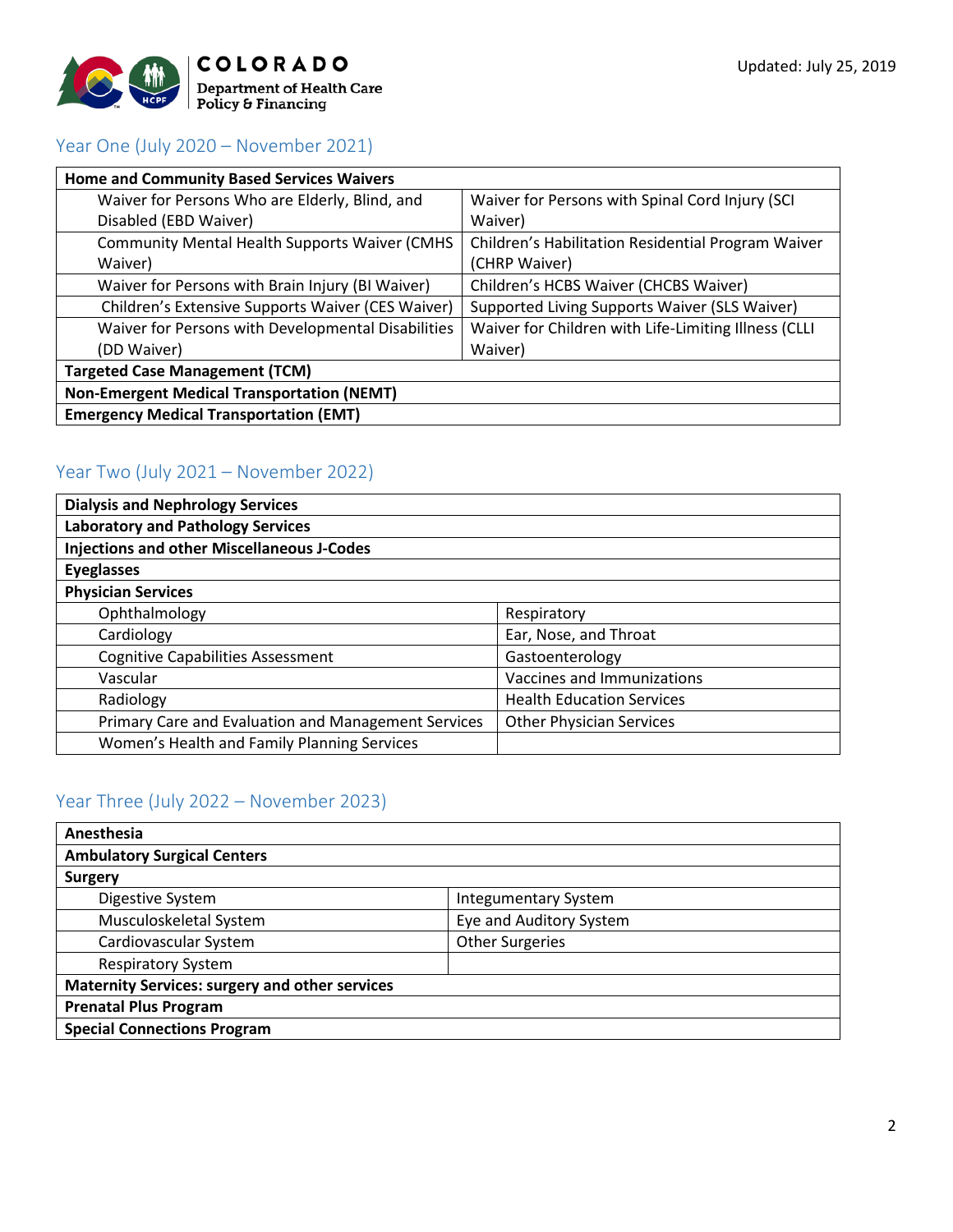## Year One (July 2020 – November 2021)

| Home and Community Based Services Waivers | |
|---|---|
| Waiver for Persons Who are Elderly, Blind, and Disabled (EBD Waiver) | Waiver for Persons with Spinal Cord Injury (SCI Waiver) |
| Community Mental Health Supports Waiver (CMHS Waiver) | Children's Habilitation Residential Program Waiver (CHRP Waiver) |
| Waiver for Persons with Brain Injury (BI Waiver) | Children's HCBS Waiver (CHCBS Waiver) |
| Children's Extensive Supports Waiver (CES Waiver) | Supported Living Supports Waiver (SLS Waiver) |
| Waiver for Persons with Developmental Disabilities (DD Waiver) | Waiver for Children with Life-Limiting Illness (CLLI Waiver) |
| **Targeted Case Management (TCM)** | |
| **Non-Emergent Medical Transportation (NEMT)** | |
| **Emergency Medical Transportation (EMT)** | |

## Year Two (July 2021 – November 2022)

| Dialysis and Nephrology Services | |
|---|---|
| **Laboratory and Pathology Services** | |
| **Injections and other Miscellaneous J-Codes** | |
| **Eyeglasses** | |
| **Physician Services** | |
| Ophthalmology | Respiratory |
| Cardiology | Ear, Nose, and Throat |
| Cognitive Capabilities Assessment | Gastoenterology |
| Vascular | Vaccines and Immunizations |
| Radiology | Health Education Services |
| Primary Care and Evaluation and Management Services | Other Physician Services |
| Women's Health and Family Planning Services | |

## Year Three (July 2022 – November 2023)

| Anesthesia | |
|---|---|
| **Ambulatory Surgical Centers** | |
| **Surgery** | |
| Digestive System | Integumentary System |
| Musculoskeletal System | Eye and Auditory System |
| Cardiovascular System | Other Surgeries |
| Respiratory System | |
| **Maternity Services: surgery and other services** | |
| **Prenatal Plus Program** | |
| **Special Connections Program** | |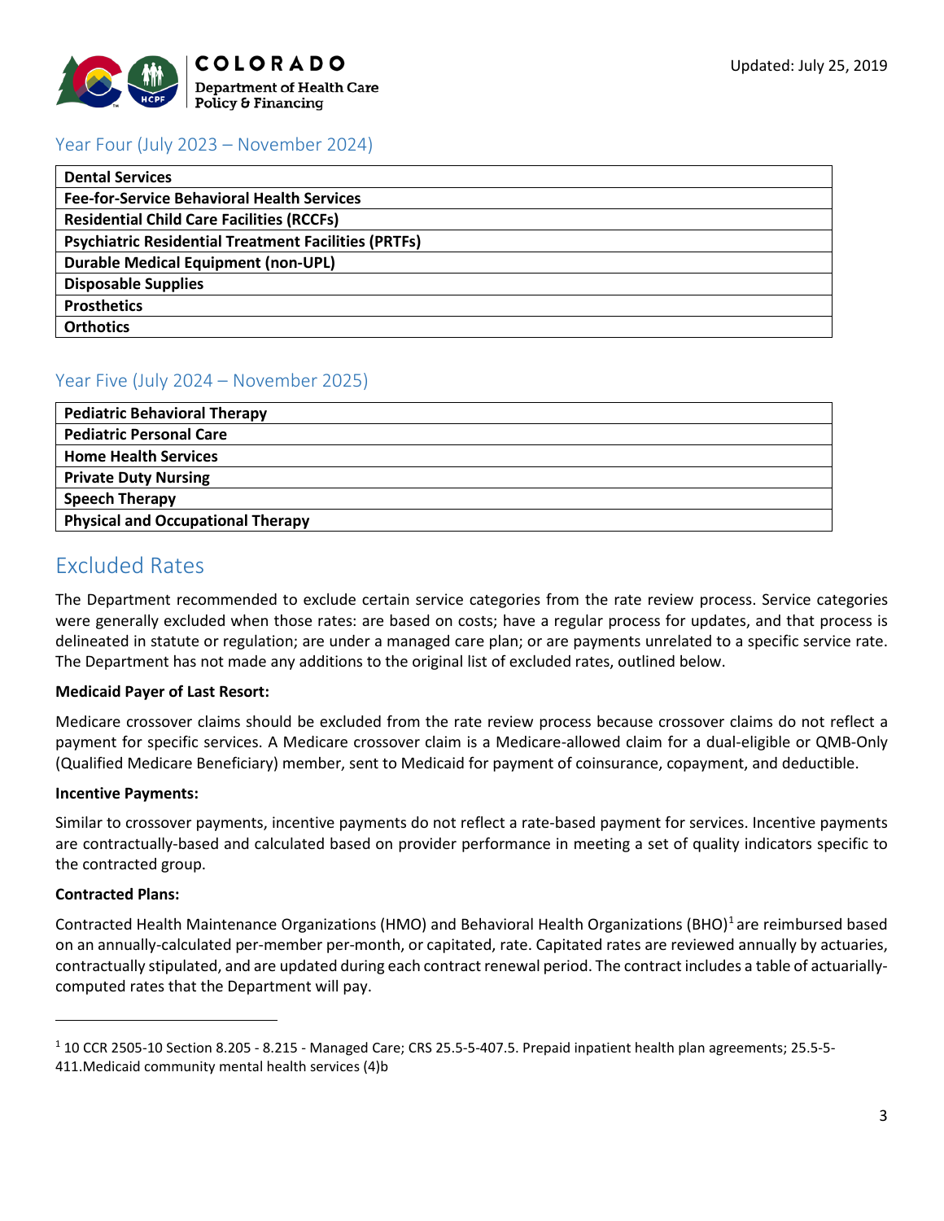### Year Four (July 2023 – November 2024)

| Dental Services |
|---|
| Fee-for-Service Behavioral Health Services |
| Residential Child Care Facilities (RCCFs) |
| Psychiatric Residential Treatment Facilities (PRTFs) |
| Durable Medical Equipment (non-UPL) |
| Disposable Supplies |
| Prosthetics |
| Orthotics |

### Year Five (July 2024 – November 2025)

| Pediatric Behavioral Therapy |
|---|
| Pediatric Personal Care |
| Home Health Services |
| Private Duty Nursing |
| Speech Therapy |
| Physical and Occupational Therapy |

## Excluded Rates

The Department recommended to exclude certain service categories from the rate review process. Service categories were generally excluded when those rates: are based on costs; have a regular process for updates, and that process is delineated in statute or regulation; are under a managed care plan; or are payments unrelated to a specific service rate. The Department has not made any additions to the original list of excluded rates, outlined below.

**Medicaid Payer of Last Resort:**

Medicare crossover claims should be excluded from the rate review process because crossover claims do not reflect a payment for specific services. A Medicare crossover claim is a Medicare-allowed claim for a dual-eligible or QMB-Only (Qualified Medicare Beneficiary) member, sent to Medicaid for payment of coinsurance, copayment, and deductible.

**Incentive Payments:**

Similar to crossover payments, incentive payments do not reflect a rate-based payment for services. Incentive payments are contractually-based and calculated based on provider performance in meeting a set of quality indicators specific to the contracted group.

**Contracted Plans:**

Contracted Health Maintenance Organizations (HMO) and Behavioral Health Organizations (BHO)[1] are reimbursed based on an annually-calculated per-member per-month, or capitated, rate. Capitated rates are reviewed annually by actuaries, contractually stipulated, and are updated during each contract renewal period. The contract includes a table of actuarially-computed rates that the Department will pay.

---

[1] 10 CCR 2505-10 Section 8.205 - 8.215 - Managed Care; CRS 25.5-5-407.5. Prepaid inpatient health plan agreements; 25.5-5-411.Medicaid community mental health services (4)b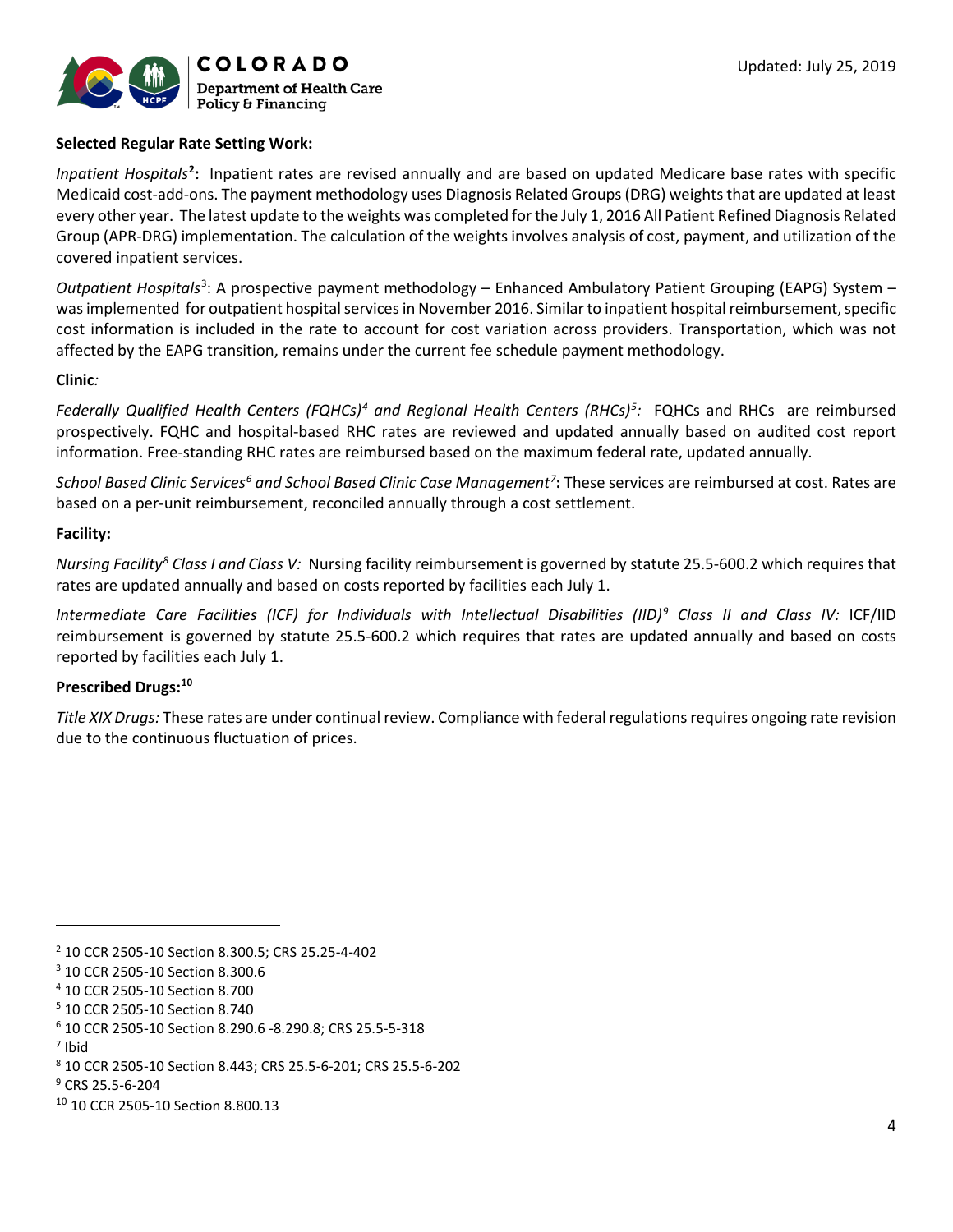**Selected Regular Rate Setting Work:**

*Inpatient Hospitals*[2]**:** Inpatient rates are revised annually and are based on updated Medicare base rates with specific Medicaid cost-add-ons. The payment methodology uses Diagnosis Related Groups (DRG) weights that are updated at least every other year. The latest update to the weights was completed for the July 1, 2016 All Patient Refined Diagnosis Related Group (APR-DRG) implementation. The calculation of the weights involves analysis of cost, payment, and utilization of the covered inpatient services.

*Outpatient Hospitals*[3]: A prospective payment methodology – Enhanced Ambulatory Patient Grouping (EAPG) System – was implemented for outpatient hospital services in November 2016. Similar to inpatient hospital reimbursement, specific cost information is included in the rate to account for cost variation across providers. Transportation, which was not affected by the EAPG transition, remains under the current fee schedule payment methodology.

**Clinic***:*

*Federally Qualified Health Centers (FQHCs)*[4] *and Regional Health Centers (RHCs)*[5]*:* FQHCs and RHCs are reimbursed prospectively. FQHC and hospital-based RHC rates are reviewed and updated annually based on audited cost report information. Free-standing RHC rates are reimbursed based on the maximum federal rate, updated annually.

*School Based Clinic Services*[6] *and School Based Clinic Case Management*[7]**:** These services are reimbursed at cost. Rates are based on a per-unit reimbursement, reconciled annually through a cost settlement.

**Facility:**

*Nursing Facility*[8] *Class I and Class V:* Nursing facility reimbursement is governed by statute 25.5-600.2 which requires that rates are updated annually and based on costs reported by facilities each July 1.

*Intermediate Care Facilities (ICF) for Individuals with Intellectual Disabilities (IID)*[9] *Class II and Class IV:* ICF/IID reimbursement is governed by statute 25.5-600.2 which requires that rates are updated annually and based on costs reported by facilities each July 1.

**Prescribed Drugs:**[10]

*Title XIX Drugs:* These rates are under continual review. Compliance with federal regulations requires ongoing rate revision due to the continuous fluctuation of prices.

---

[2] 10 CCR 2505-10 Section 8.300.5; CRS 25.25-4-402

[3] 10 CCR 2505-10 Section 8.300.6

[4] 10 CCR 2505-10 Section 8.700

[5] 10 CCR 2505-10 Section 8.740

[6] 10 CCR 2505-10 Section 8.290.6 -8.290.8; CRS 25.5-5-318

[7] Ibid

[8] 10 CCR 2505-10 Section 8.443; CRS 25.5-6-201; CRS 25.5-6-202

[9] CRS 25.5-6-204

[10] 10 CCR 2505-10 Section 8.800.13